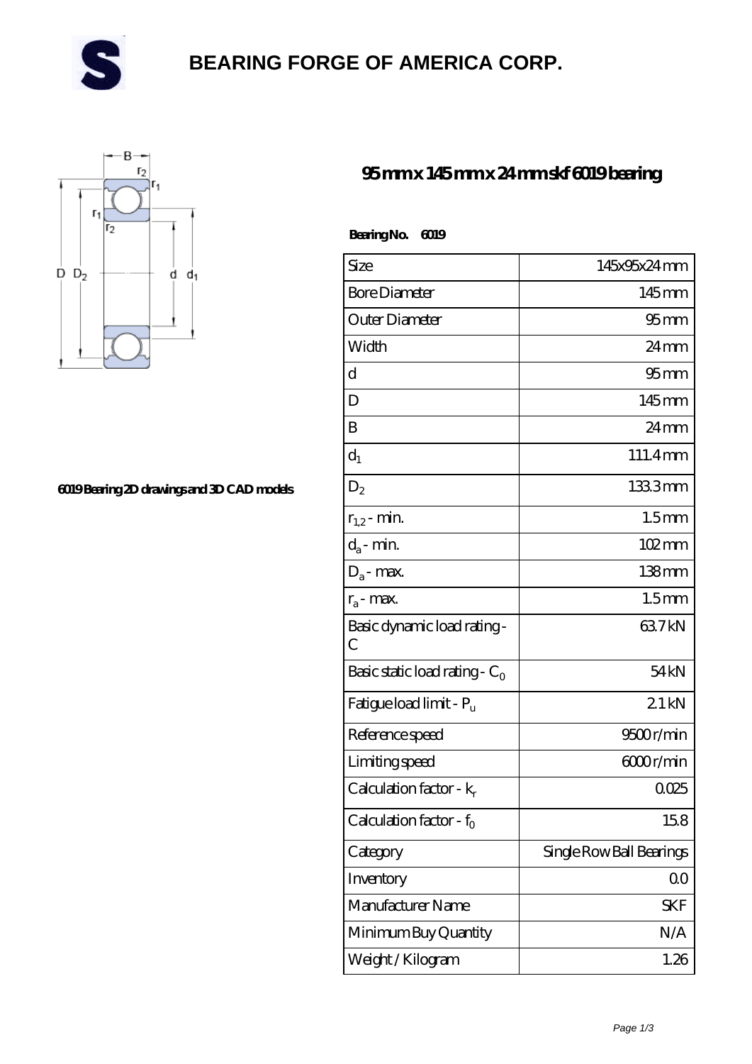# BEARING FORGE OF AMERICA CORP.

## 95 mm x 145 mm x 24 mm skf 6019 bearing

6019 Bearing 2D drawings and 3D CAD models

**Bearing No. 6019**

| Size | 145x95x24 mm |
|---|---|
| Bore Diameter | 145 mm |
| Outer Diameter | 95 mm |
| Width | 24 mm |
| d | 95 mm |
| D | 145 mm |
| B | 24 mm |
| $d_1$ | 111.4 mm |
| $D_2$ | 133.3 mm |
| $r_{1,2}$ - min. | 1.5 mm |
| $d_a$ - min. | 102 mm |
| $D_a$ - max. | 138 mm |
| $r_a$ - max. | 1.5 mm |
| Basic dynamic load rating - C | 63.7 kN |
| Basic static load rating - $C_0$ | 54 kN |
| Fatigue load limit - $P_u$ | 2.1 kN |
| Reference speed | 9500 r/min |
| Limiting speed | 6000 r/min |
| Calculation factor - $k_r$ | 0.025 |
| Calculation factor - $f_0$ | 15.8 |
| Category | Single Row Ball Bearings |
| Inventory | 0.0 |
| Manufacturer Name | SKF |
| Minimum Buy Quantity | N/A |
| Weight / Kilogram | 1.26 |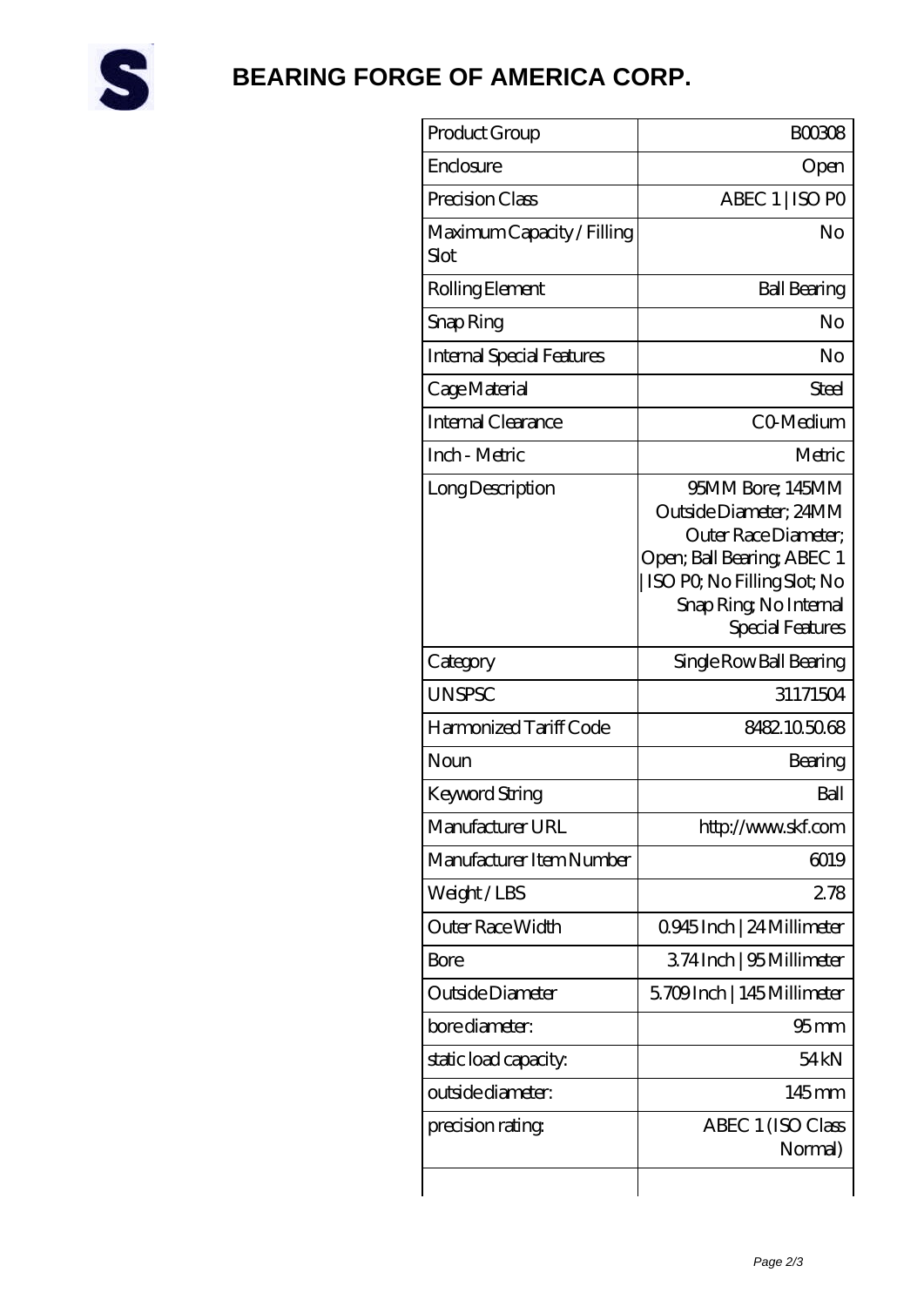# BEARING FORGE OF AMERICA CORP.

| | |
|---|---|
| Product Group | B00308 |
| Enclosure | Open |
| Precision Class | ABEC 1 \| ISO P0 |
| Maximum Capacity / Filling Slot | No |
| Rolling Element | Ball Bearing |
| Snap Ring | No |
| Internal Special Features | No |
| Cage Material | Steel |
| Internal Clearance | C0-Medium |
| Inch - Metric | Metric |
| Long Description | 95MM Bore; 145MM Outside Diameter; 24MM Outer Race Diameter; Open; Ball Bearing; ABEC 1 \| ISO P0; No Filling Slot; No Snap Ring; No Internal Special Features |
| Category | Single Row Ball Bearing |
| UNSPSC | 31171504 |
| Harmonized Tariff Code | 8482.10.50.68 |
| Noun | Bearing |
| Keyword String | Ball |
| Manufacturer URL | http://www.skf.com |
| Manufacturer Item Number | 6019 |
| Weight / LBS | 2.78 |
| Outer Race Width | 0.945 Inch \| 24 Millimeter |
| Bore | 3.74 Inch \| 95 Millimeter |
| Outside Diameter | 5.709 Inch \| 145 Millimeter |
| bore diameter: | 95 mm |
| static load capacity: | 54 kN |
| outside diameter: | 145 mm |
| precision rating: | ABEC 1 (ISO Class Normal) |
| | |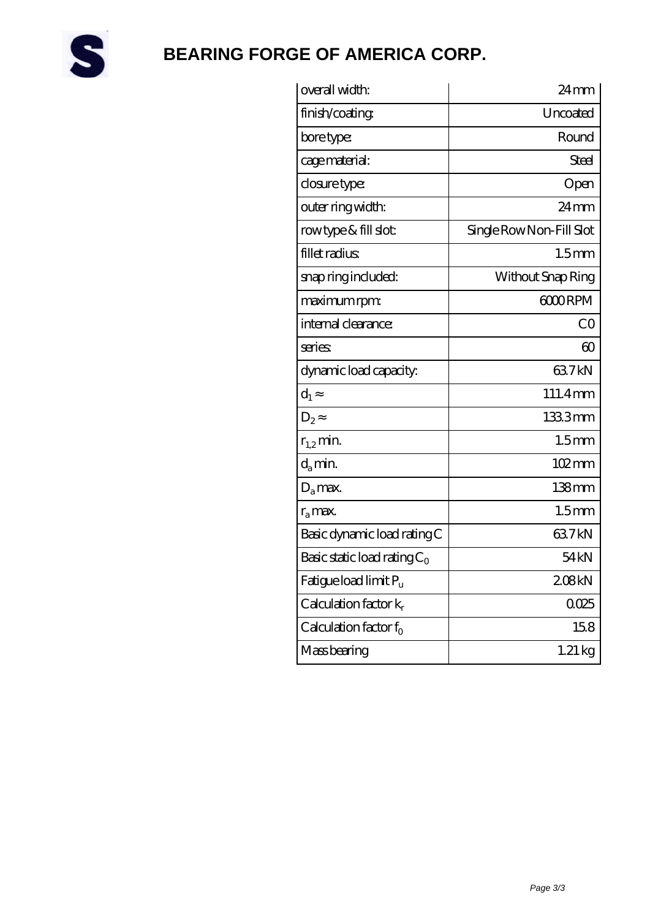# BEARING FORGE OF AMERICA CORP.

| | |
|---|---|
| overall width: | 24 mm |
| finish/coating: | Uncoated |
| bore type: | Round |
| cage material: | Steel |
| closure type: | Open |
| outer ring width: | 24 mm |
| row type & fill slot: | Single Row Non-Fill Slot |
| fillet radius: | 1.5 mm |
| snap ring included: | Without Snap Ring |
| maximum rpm: | 6000 RPM |
| internal clearance: | C0 |
| series: | 60 |
| dynamic load capacity: | 63.7 kN |
| $d_1 \approx$ | 111.4 mm |
| $D_2 \approx$ | 133.3 mm |
| $r_{1,2}$ min. | 1.5 mm |
| $d_a$ min. | 102 mm |
| $D_a$ max. | 138 mm |
| $r_a$ max. | 1.5 mm |
| Basic dynamic load rating C | 63.7 kN |
| Basic static load rating $C_0$ | 54 kN |
| Fatigue load limit $P_u$ | 2.08 kN |
| Calculation factor $k_r$ | 0.025 |
| Calculation factor $f_0$ | 15.8 |
| Mass bearing | 1.21 kg |